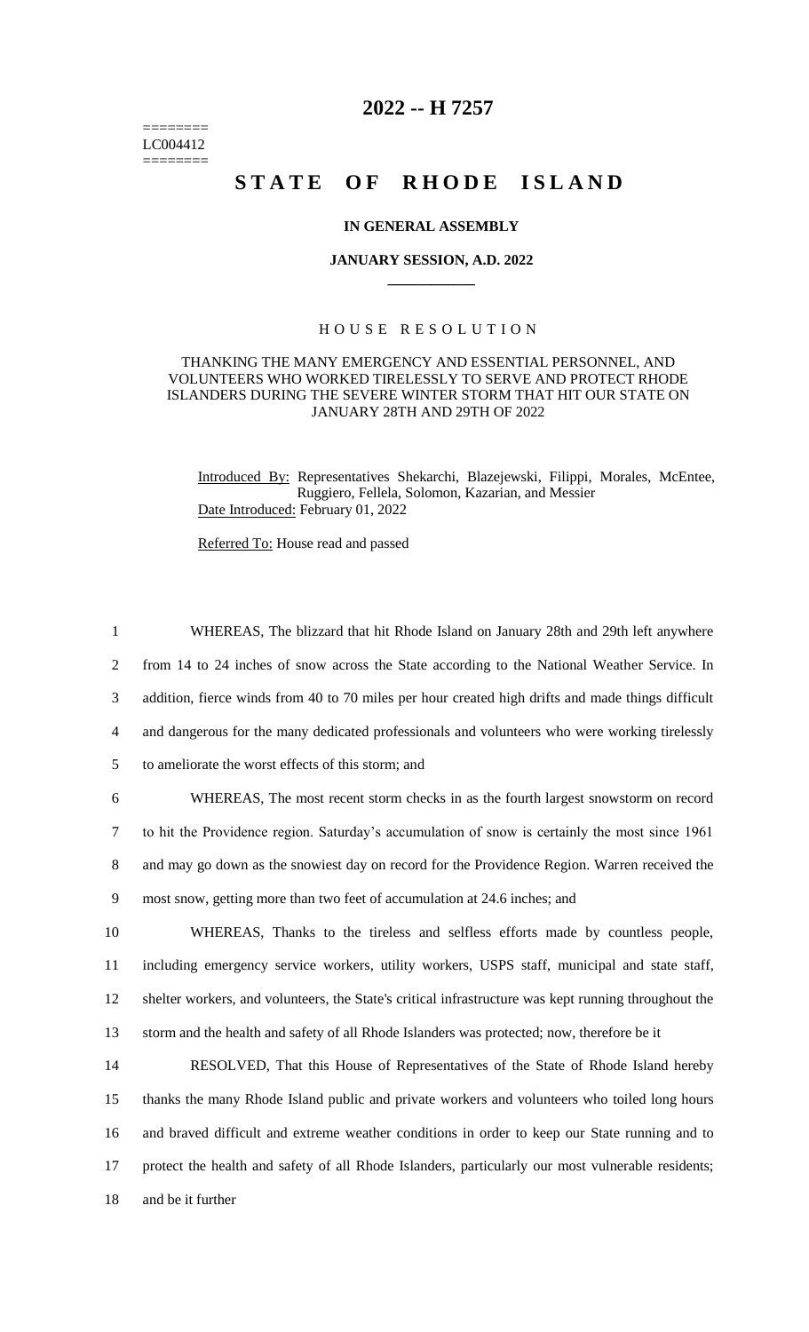========
LC004412
========

# 2022 -- H 7257

# STATE OF RHODE ISLAND

**IN GENERAL ASSEMBLY**

**JANUARY SESSION, A.D. 2022**

H O U S E   R E S O L U T I O N

THANKING THE MANY EMERGENCY AND ESSENTIAL PERSONNEL, AND VOLUNTEERS WHO WORKED TIRELESSLY TO SERVE AND PROTECT RHODE ISLANDERS DURING THE SEVERE WINTER STORM THAT HIT OUR STATE ON JANUARY 28TH AND 29TH OF 2022

Introduced By: Representatives Shekarchi, Blazejewski, Filippi, Morales, McEntee, Ruggiero, Fellela, Solomon, Kazarian, and Messier

Date Introduced: February 01, 2022

Referred To: House read and passed

1 WHEREAS, The blizzard that hit Rhode Island on January 28th and 29th left anywhere
2 from 14 to 24 inches of snow across the State according to the National Weather Service. In
3 addition, fierce winds from 40 to 70 miles per hour created high drifts and made things difficult
4 and dangerous for the many dedicated professionals and volunteers who were working tirelessly
5 to ameliorate the worst effects of this storm; and

6 WHEREAS, The most recent storm checks in as the fourth largest snowstorm on record
7 to hit the Providence region. Saturday's accumulation of snow is certainly the most since 1961
8 and may go down as the snowiest day on record for the Providence Region. Warren received the
9 most snow, getting more than two feet of accumulation at 24.6 inches; and

10 WHEREAS, Thanks to the tireless and selfless efforts made by countless people,
11 including emergency service workers, utility workers, USPS staff, municipal and state staff,
12 shelter workers, and volunteers, the State's critical infrastructure was kept running throughout the
13 storm and the health and safety of all Rhode Islanders was protected; now, therefore be it

14 RESOLVED, That this House of Representatives of the State of Rhode Island hereby
15 thanks the many Rhode Island public and private workers and volunteers who toiled long hours
16 and braved difficult and extreme weather conditions in order to keep our State running and to
17 protect the health and safety of all Rhode Islanders, particularly our most vulnerable residents;
18 and be it further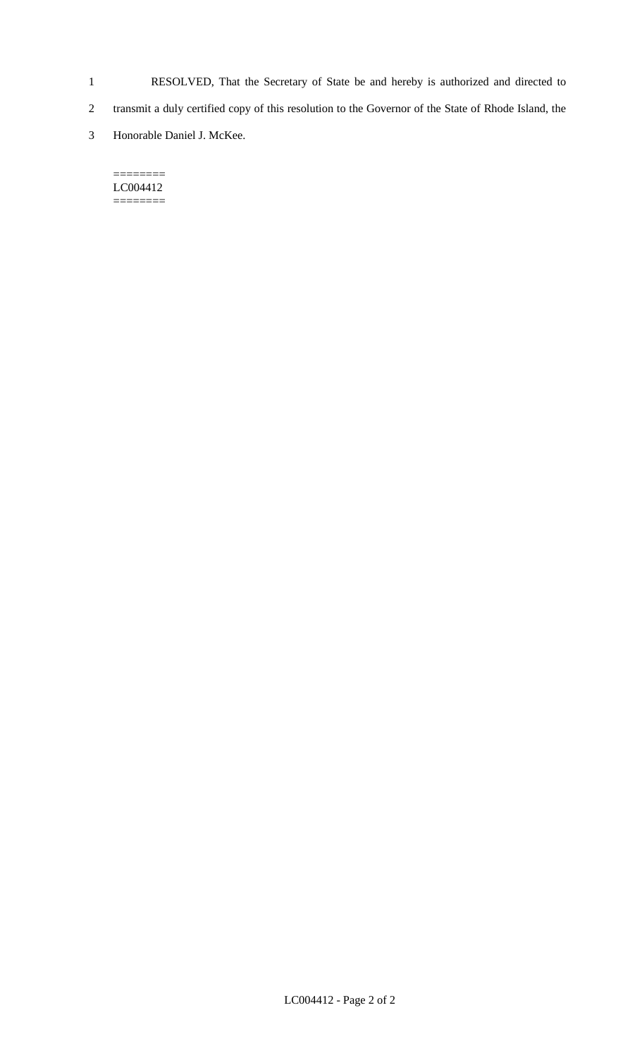RESOLVED, That the Secretary of State be and hereby is authorized and directed to transmit a duly certified copy of this resolution to the Governor of the State of Rhode Island, the Honorable Daniel J. McKee.

========
LC004412
========